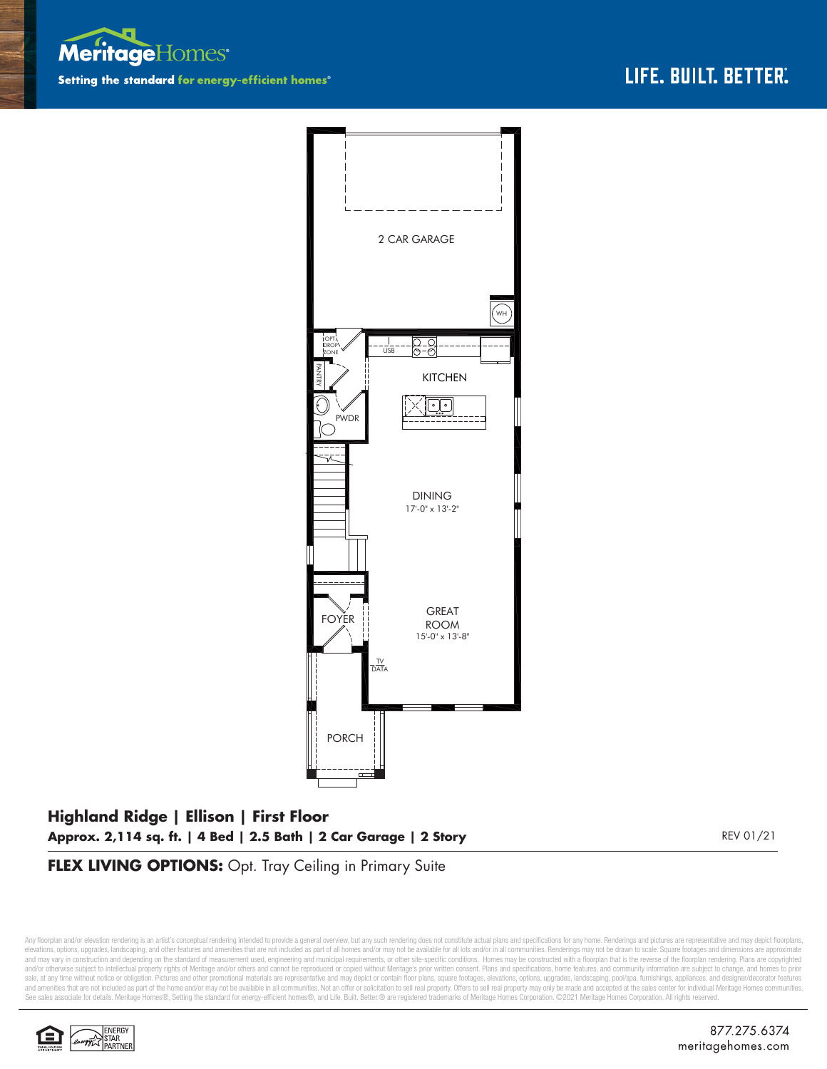MeritageHomes®

Setting the standard for energy-efficient homes®

LIFE. BUILT. BETTER.®

2 CAR GARAGE

WH

OPT DROP ZONE

USB

PANTRY

KITCHEN

PWDR

DINING
17'-0" x 13'-2"

FOYER

GREAT ROOM
15'-0" x 13'-8"

TV DATA

PORCH

## Highland Ridge | Ellison | First Floor

**Approx. 2,114 sq. ft. | 4 Bed | 2.5 Bath | 2 Car Garage | 2 Story**

REV 01/21

**FLEX LIVING OPTIONS:** Opt. Tray Ceiling in Primary Suite

Any floorplan and/or elevation rendering is an artist's conceptual rendering intended to provide a general overview, but any such rendering does not constitute actual plans and specifications for any home. Renderings and pictures are representative and may depict floorplans, elevations, options, upgrades, landscaping, and other features and amenities that are not included as part of all homes and/or may not be available for all lots and/or in all communities. Renderings may not be drawn to scale. Square footages and dimensions are approximate and may vary in construction and depending on the standard of measurement used, engineering and municipal requirements, or other site-specific conditions. Homes may be constructed with a floorplan that is the reverse of the floorplan rendering. Plans are copyrighted and/or otherwise subject to intellectual property rights of Meritage and/or others and cannot be reproduced or copied without Meritage's prior written consent. Plans and specifications, home features, and community information are subject to change, and homes to prior sale, at any time without notice or obligation. Pictures and other promotional materials are representative and may depict or contain floor plans, square footages, elevations, options, upgrades, landscaping, pool/spa, furnishings, appliances, and designer/decorator features and amenities that are not included as part of the home and/or may not be available in all communities. Not an offer or solicitation to sell real property. Offers to sell real property may only be made and accepted at the sales center for individual Meritage Homes communities. See sales associate for details. Meritage Homes®, Setting the standard for energy-efficient homes®, and Life. Built. Better.® are registered trademarks of Meritage Homes Corporation. ©2021 Meritage Homes Corporation. All rights reserved.

ENERGY STAR PARTNER

877.275.6374
meritagehomes.com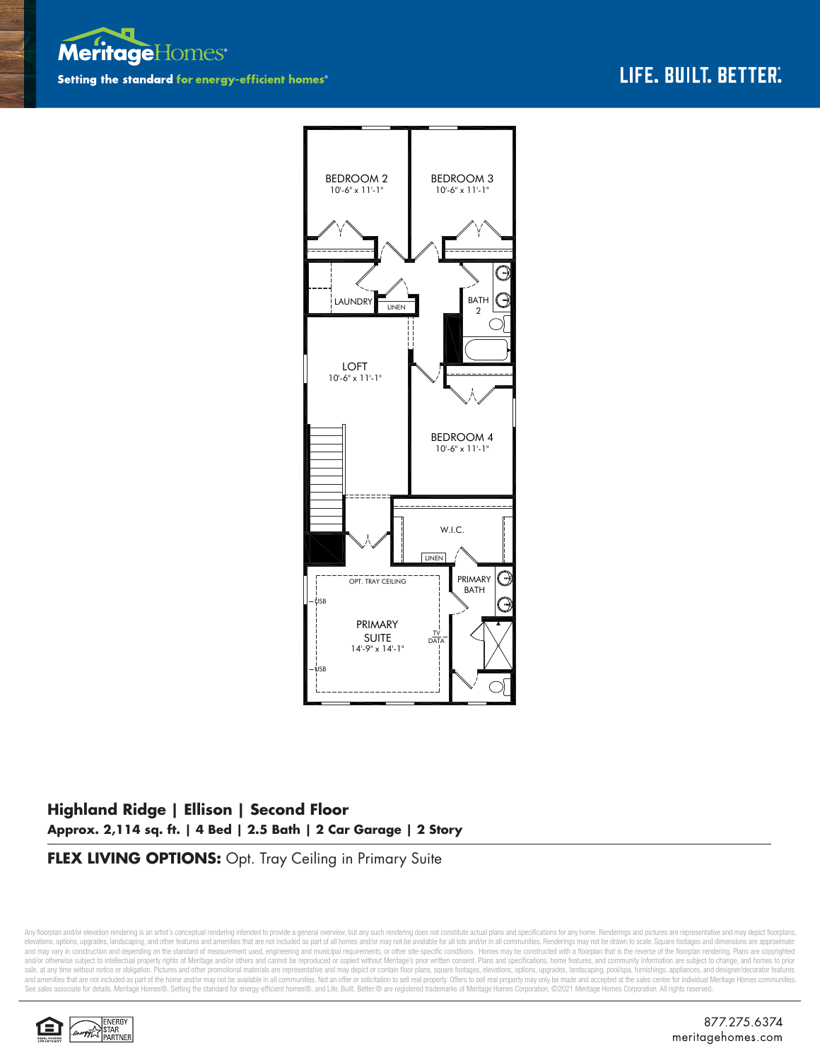Meritage Homes

Setting the standard for energy-efficient homes®

LIFE. BUILT. BETTER.

BEDROOM 2
10'-6" x 11'-1"

BEDROOM 3
10'-6" x 11'-1"

LAUNDRY

LINEN

BATH 2

LOFT
10'-6" x 11'-1"

BEDROOM 4
10'-6" x 11'-1"

W.I.C.

LINEN

OPT. TRAY CEILING

USB

PRIMARY SUITE
14'-9" x 14'-1"

TV DATA

USB

PRIMARY BATH

## Highland Ridge | Ellison | Second Floor

**Approx. 2,114 sq. ft. | 4 Bed | 2.5 Bath | 2 Car Garage | 2 Story**

**FLEX LIVING OPTIONS:** Opt. Tray Ceiling in Primary Suite

Any floorplan and/or elevation rendering is an artist's conceptual rendering intended to provide a general overview, but any such rendering does not constitute actual plans and specifications for any home. Renderings and pictures are representative and may depict floorplans, elevations, options, upgrades, landscaping, and other features and amenities that are not included as part of all homes and/or may not be available for all lots and/or in all communities. Renderings may not be drawn to scale. Square footages and dimensions are approximate and may vary in construction and depending on the standard of measurement used, engineering and municipal requirements, or other site-specific conditions. Homes may be constructed with a floorplan that is the reverse of the floorplan rendering. Plans are copyrighted and/or otherwise subject to intellectual property rights of Meritage and/or others and cannot be reproduced or copied without Meritage's prior written consent. Plans and specifications, home features, and community information are subject to change, and homes to prior sale, at any time without notice or obligation. Pictures and other promotional materials are representative and may depict or contain floor plans, square footages, elevations, options, upgrades, landscaping, pool/spa, furnishings, appliances, and designer/decorator features and amenities that are not included as part of the home and/or may not be available in all communities. Not an offer or solicitation to sell real property. Offers to sell real property may only be made and accepted at the sales center for individual Meritage Homes communities. See sales associate for details. Meritage Homes®, Setting the standard for energy-efficient homes®, and Life. Built. Better.® are registered trademarks of Meritage Homes Corporation. ©2021 Meritage Homes Corporation. All rights reserved.

ENERGY STAR PARTNER

877.275.6374
meritagehomes.com